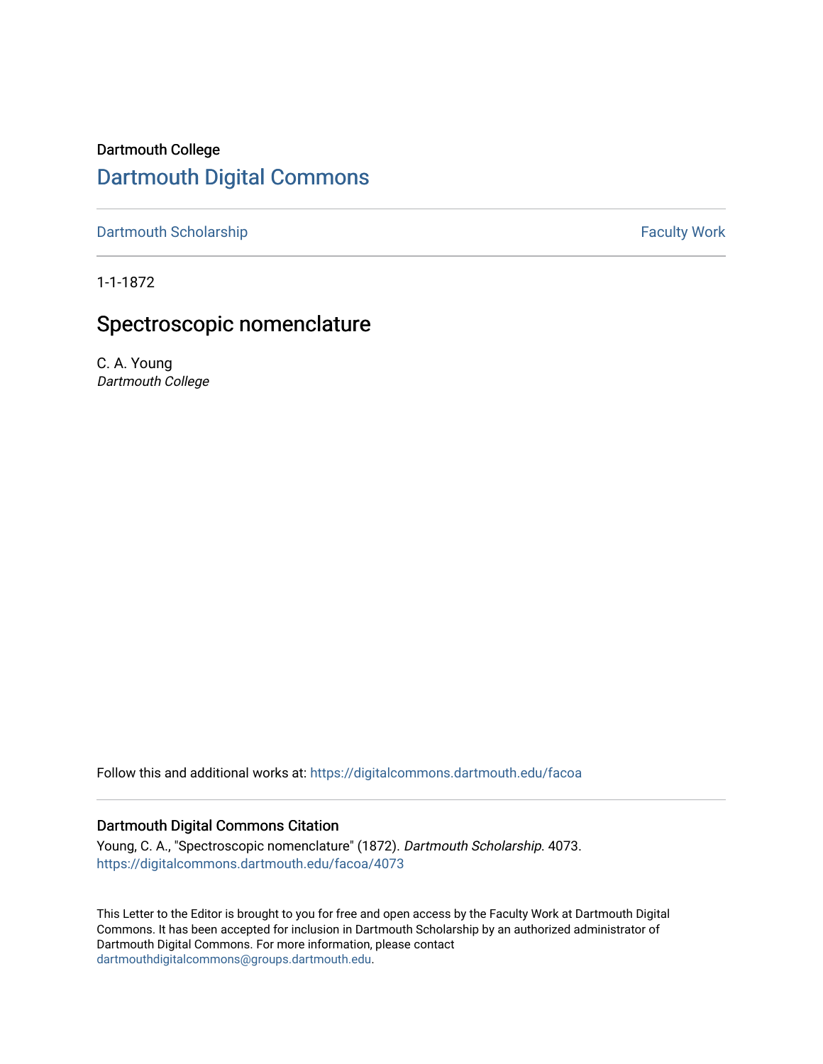Dartmouth College

# Dartmouth Digital Commons

Dartmouth Scholarship | Faculty Work

1-1-1872

## Spectroscopic nomenclature

C. A. Young
*Dartmouth College*

Follow this and additional works at: https://digitalcommons.dartmouth.edu/facoa

### Dartmouth Digital Commons Citation

Young, C. A., "Spectroscopic nomenclature" (1872). *Dartmouth Scholarship*. 4073.
https://digitalcommons.dartmouth.edu/facoa/4073

This Letter to the Editor is brought to you for free and open access by the Faculty Work at Dartmouth Digital Commons. It has been accepted for inclusion in Dartmouth Scholarship by an authorized administrator of Dartmouth Digital Commons. For more information, please contact dartmouthdigitalcommons@groups.dartmouth.edu.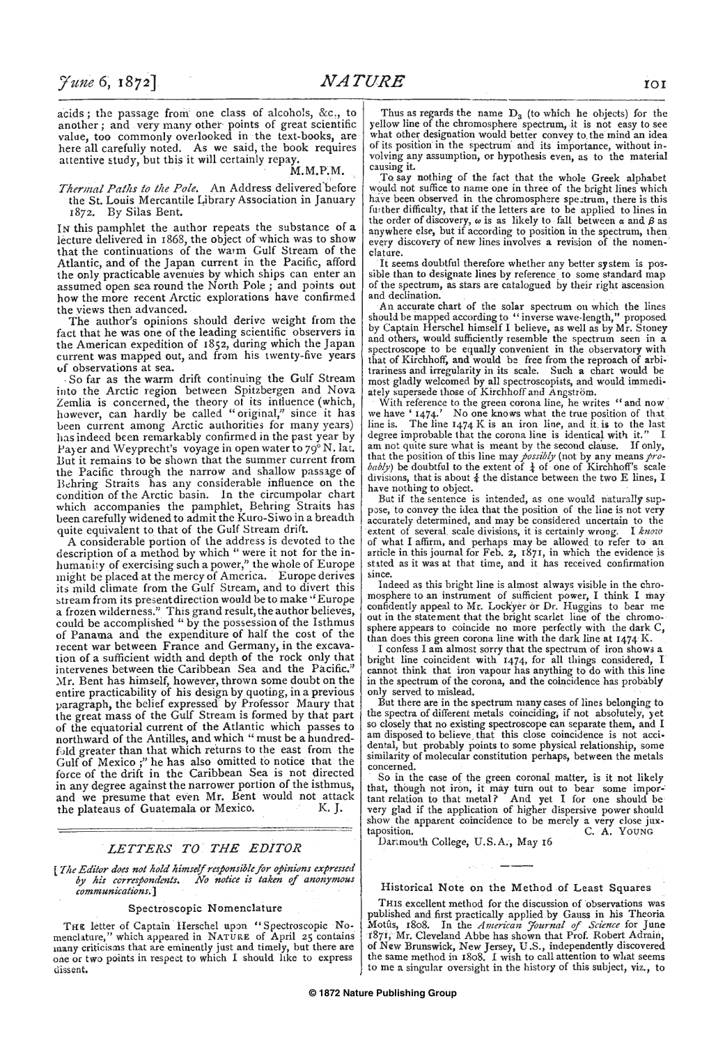acids; the passage from one class of alcohols, &c., to another; and very many other points of great scientific value, too commonly overlooked in the text-books, are here all carefully noted. As we said, the book requires attentive study, but this it will certainly repay.

M.M.P.M.

*Thermal Paths to the Pole.* An Address delivered before the St. Louis Mercantile Library Association in January 1872. By Silas Bent.

In this pamphlet the author repeats the substance of a lecture delivered in 1868, the object of which was to show that the continuations of the warm Gulf Stream of the Atlantic, and of the Japan current in the Pacific, afford the only practicable avenues by which ships can enter an assumed open sea round the North Pole; and points out how the more recent Arctic explorations have confirmed the views then advanced.

The author's opinions should derive weight from the fact that he was one of the leading scientific observers in the American expedition of 1852, during which the Japan current was mapped out, and from his twenty-five years of observations at sea.

So far as the warm drift continuing the Gulf Stream into the Arctic region between Spitzbergen and Nova Zemlia is concerned, the theory of its influence (which, however, can hardly be called "original," since it has been current among Arctic authorities for many years) has indeed been remarkably confirmed in the past year by Payer and Weyprecht's voyage in open water to 79° N. lat. But it remains to be shown that the summer current from the Pacific through the narrow and shallow passage of Behring Straits has any considerable influence on the condition of the Arctic basin. In the circumpolar chart which accompanies the pamphlet, Behring Straits has been carefully widened to admit the Kuro-Siwo in a breadth quite equivalent to that of the Gulf Stream drift.

A considerable portion of the address is devoted to the description of a method by which "were it not for the inhumanity of exercising such a power," the whole of Europe might be placed at the mercy of America. Europe derives its mild climate from the Gulf Stream, and to divert this stream from its present direction would be to make "Europe a frozen wilderness." This grand result, the author believes, could be accomplished "by the possession of the Isthmus of Panama and the expenditure of half the cost of the recent war between France and Germany, in the excavation of a sufficient width and depth of the rock only that intervenes between the Caribbean Sea and the Pacific." Mr. Bent has himself, however, thrown some doubt on the entire practicability of his design by quoting, in a previous paragraph, the belief expressed by Professor Maury that the great mass of the Gulf Stream is formed by that part of the equatorial current of the Atlantic which passes to northward of the Antilles, and which "must be a hundred-fold greater than that which returns to the east from the Gulf of Mexico;" he has also omitted to notice that the force of the drift in the Caribbean Sea is not directed in any degree against the narrower portion of the isthmus, and we presume that even Mr. Bent would not attack the plateaus of Guatemala or Mexico.

K. J.

## LETTERS TO THE EDITOR

[*The Editor does not hold himself responsible for opinions expressed by his correspondents. No notice is taken of anonymous communications.*]

### Spectroscopic Nomenclature

The letter of Captain Herschel upon "Spectroscopic Nomenclature," which appeared in Nature of April 25 contains many criticisms that are eminently just and timely, but there are one or two points in respect to which I should like to express dissent.

Thus as regards the name $D_3$ (to which he objects) for the yellow line of the chromosphere spectrum, it is not easy to see what other designation would better convey to the mind an idea of its position in the spectrum and its importance, without involving any assumption, or hypothesis even, as to the material causing it.

To say nothing of the fact that the whole Greek alphabet would not suffice to name one in three of the bright lines which have been observed in the chromosphere spectrum, there is this further difficulty, that if the letters are to be applied to lines in the order of discovery, $\omega$ is as likely to fall between $\alpha$ and $\beta$ as anywhere else, but if according to position in the spectrum, then every discovery of new lines involves a revision of the nomenclature.

It seems doubtful therefore whether any better system is possible than to designate lines by reference to some standard map of the spectrum, as stars are catalogued by their right ascension and declination.

An accurate chart of the solar spectrum on which the lines should be mapped according to "inverse wave-length," proposed by Captain Herschel himself I believe, as well as by Mr. Stoney and others, would sufficiently resemble the spectrum seen in a spectroscope to be equally convenient in the observatory with that of Kirchhoff, and would be free from the reproach of arbitrariness and irregularity in its scale. Such a chart would be most gladly welcomed by all spectroscopists, and would immediately supersede those of Kirchhoff and Angström.

With reference to the green corona line, he writes "and now we have '1474.' No one knows what the true position of that line is. The line 1474 K is an iron line, and it is to the last degree improbable that the corona line is identical with it." I am not quite sure what is meant by the second clause. If only, that the position of this line may *possibly* (not by any means *probably*) be doubtful to the extent of ¼ of one of Kirchhoff's scale divisions, that is about ⅛ the distance between the two E lines, I have nothing to object.

But if the sentence is intended, as one would naturally suppose, to convey the idea that the position of the line is not very accurately determined, and may be considered uncertain to the extent of several scale divisions, it is certainly wrong. I *know* of what I affirm, and perhaps may be allowed to refer to an article in this journal for Feb. 2, 1871, in which the evidence is stated as it was at that time, and it has received confirmation since.

Indeed as this bright line is almost always visible in the chromosphere to an instrument of sufficient power, I think I may confidently appeal to Mr. Lockyer or Dr. Huggins to bear me out in the statement that the bright scarlet line of the chromosphere appears to coincide no more perfectly with the dark C, than does this green corona line with the dark line at 1474 K.

I confess I am almost sorry that the spectrum of iron shows a bright line coincident with 1474, for all things considered, I cannot think that iron vapour has anything to do with this line in the spectrum of the corona, and the coincidence has probably only served to mislead.

But there are in the spectrum many cases of lines belonging to the spectra of different metals coinciding, if not absolutely, yet so closely that no existing spectroscope can separate them, and I am disposed to believe that this close coincidence is not accidental, but probably points to some physical relationship, some similarity of molecular constitution perhaps, between the metals concerned.

So in the case of the green coronal matter, is it not likely that, though not iron, it may turn out to bear some important relation to that metal? And yet I for one should be very glad if the application of higher dispersive power should show the apparent coincidence to be merely a very close juxtaposition.

C. A. Young

Dartmouth College, U.S.A., May 16

### Historical Note on the Method of Least Squares

This excellent method for the discussion of observations was published and first practically applied by Gauss in his Theoria Motûs, 1808. In the *American Journal of Science* for June 1871, Mr. Cleveland Abbe has shown that Prof. Robert Adrain, of New Brunswick, New Jersey, U.S., independently discovered the same method in 1808. I wish to call attention to what seems to me a singular oversight in the history of this subject, viz., to